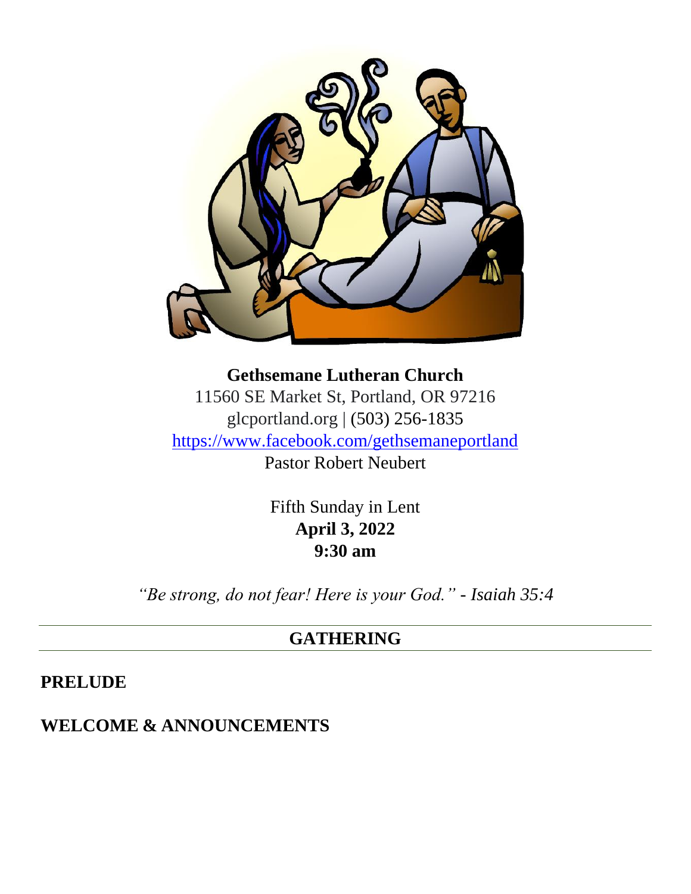**Gethsemane Lutheran Church**
11560 SE Market St, Portland, OR 97216
glcportland.org | (503) 256-1835
https://www.facebook.com/gethsemaneportland
Pastor Robert Neubert

Fifth Sunday in Lent
**April 3, 2022**
**9:30 am**

*"Be strong, do not fear! Here is your God." - Isaiah 35:4*

## GATHERING

**PRELUDE**

**WELCOME & ANNOUNCEMENTS**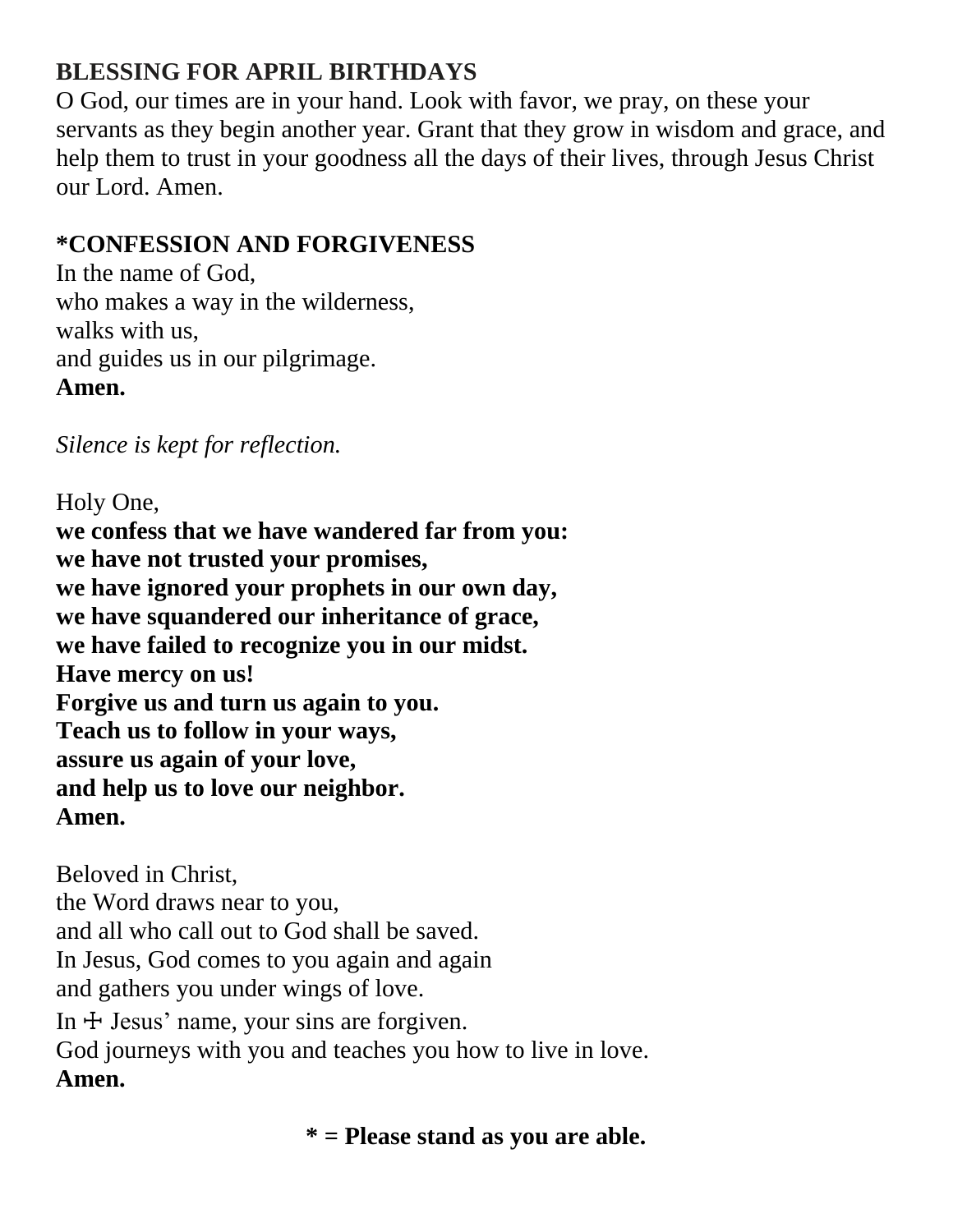## BLESSING FOR APRIL BIRTHDAYS

O God, our times are in your hand. Look with favor, we pray, on these your servants as they begin another year. Grant that they grow in wisdom and grace, and help them to trust in your goodness all the days of their lives, through Jesus Christ our Lord. Amen.

## *CONFESSION AND FORGIVENESS

In the name of God,  
who makes a way in the wilderness,  
walks with us,  
and guides us in our pilgrimage.  
**Amen.**

*Silence is kept for reflection.*

Holy One,  
**we confess that we have wandered far from you:**  
**we have not trusted your promises,**  
**we have ignored your prophets in our own day,**  
**we have squandered our inheritance of grace,**  
**we have failed to recognize you in our midst.**  
**Have mercy on us!**  
**Forgive us and turn us again to you.**  
**Teach us to follow in your ways,**  
**assure us again of your love,**  
**and help us to love our neighbor.**  
**Amen.**

Beloved in Christ,  
the Word draws near to you,  
and all who call out to God shall be saved.  
In Jesus, God comes to you again and again  
and gathers you under wings of love.  
In ☩ Jesus' name, your sins are forgiven.  
God journeys with you and teaches you how to live in love.  
**Amen.**

**\* = Please stand as you are able.**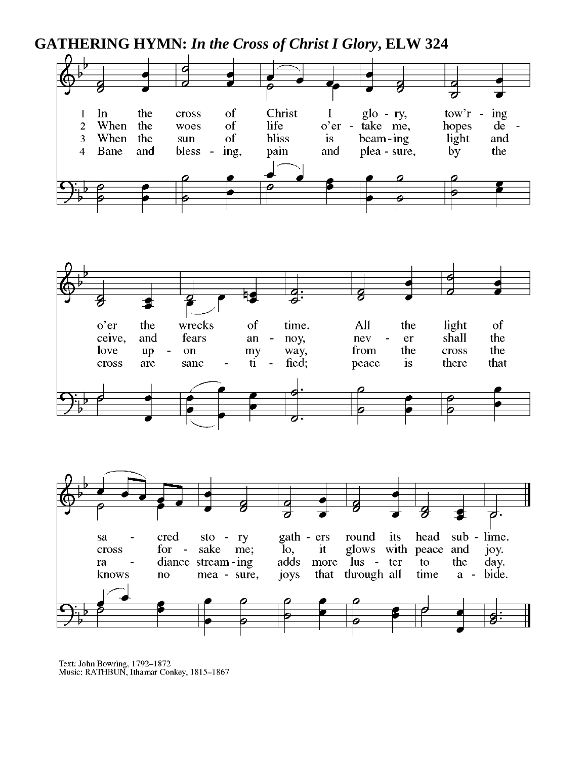**GATHERING HYMN:** ***In the Cross of Christ I Glory,*** **ELW 324**

1 In the cross of Christ I glory, tow'r - ing o'er the wrecks of time. All the light of sa - cred sto - ry gath - ers round its head sub - lime.

2 When the woes of life o'er - take me, hopes de - ceive, and fears an - noy, nev - er shall the cross for - sake me; lo, it glows with peace and joy.

3 When the sun of bliss is beam - ing light and love up - on my way, from the cross the ra - diance stream - ing adds more lus - ter to the day.

4 Bane and bless - ing, pain and plea - sure, by the cross are sanc - ti - fied; peace is there that knows no mea - sure, joys that through all time a - bide.

Text: John Bowring, 1792–1872
Music: RATHBUN, Ithamar Conkey, 1815–1867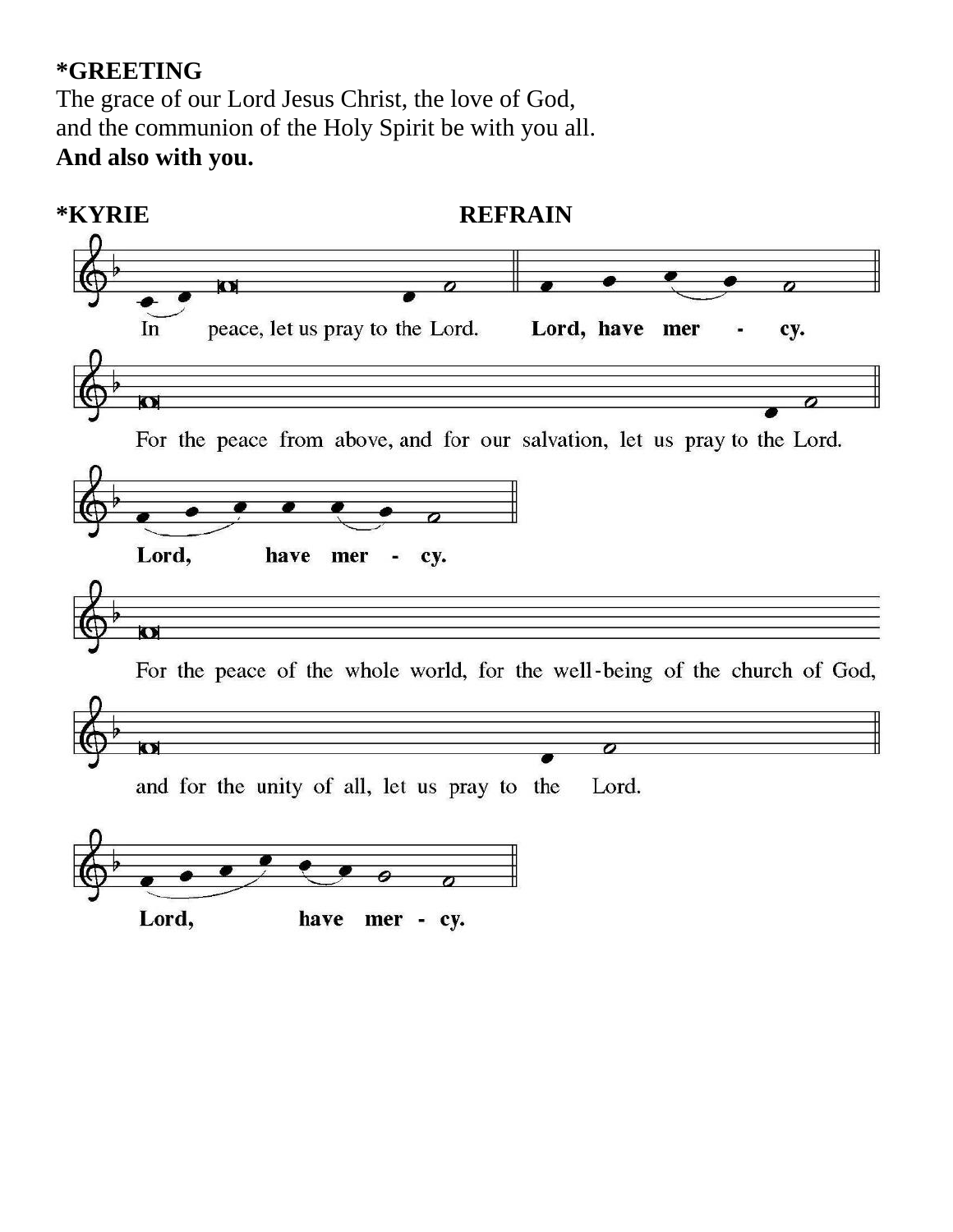**\*GREETING**
The grace of our Lord Jesus Christ, the love of God,
and the communion of the Holy Spirit be with you all.
**And also with you.**

**\*KYRIE** **REFRAIN**

In peace, let us pray to the Lord. **Lord, have mer - cy.**

For the peace from above, and for our salvation, let us pray to the Lord.

**Lord, have mer - cy.**

For the peace of the whole world, for the well-being of the church of God,

and for the unity of all, let us pray to the Lord.

**Lord, have mer - cy.**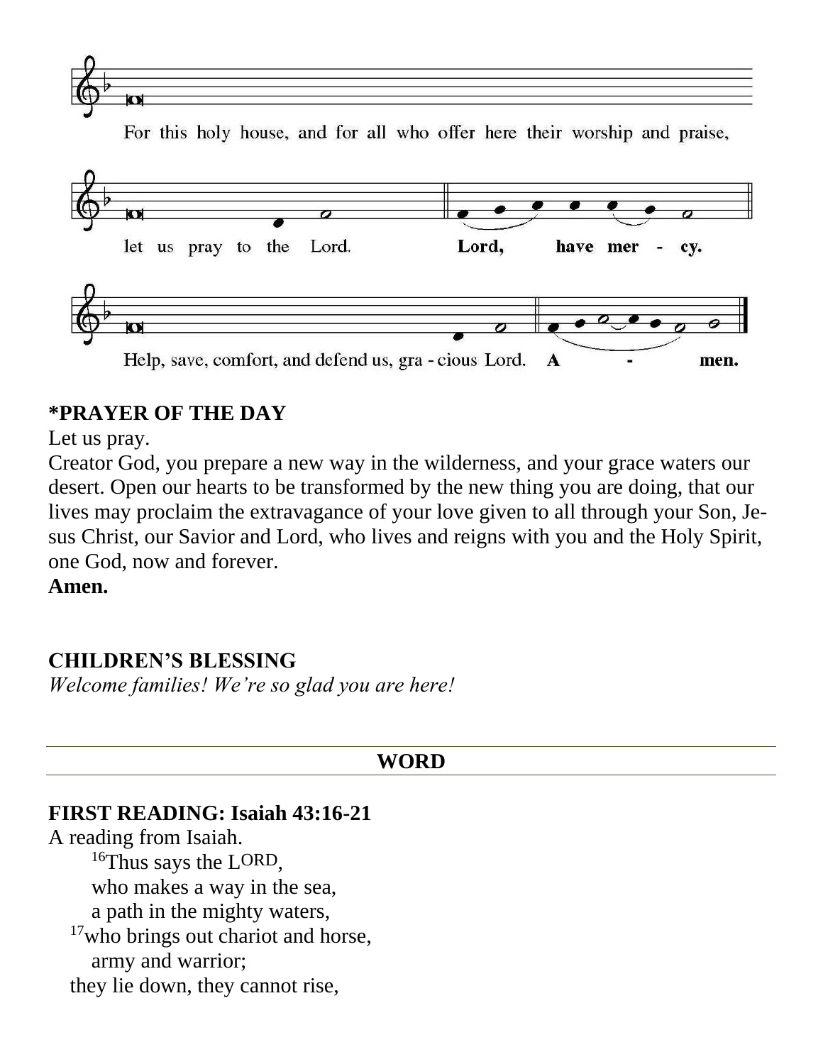For this holy house, and for all who offer here their worship and praise,

let us pray to the Lord. **Lord, have mer - cy.**

Help, save, comfort, and defend us, gracious Lord. **Amen.**

## *PRAYER OF THE DAY

Let us pray.

Creator God, you prepare a new way in the wilderness, and your grace waters our desert. Open our hearts to be transformed by the new thing you are doing, that our lives may proclaim the extravagance of your love given to all through your Son, Jesus Christ, our Savior and Lord, who lives and reigns with you and the Holy Spirit, one God, now and forever.

**Amen.**

## CHILDREN'S BLESSING

*Welcome families! We're so glad you are here!*

## WORD

## FIRST READING: Isaiah 43:16-21

A reading from Isaiah.

[16]Thus says the LORD,
who makes a way in the sea,
a path in the mighty waters,
[17]who brings out chariot and horse,
army and warrior;
they lie down, they cannot rise,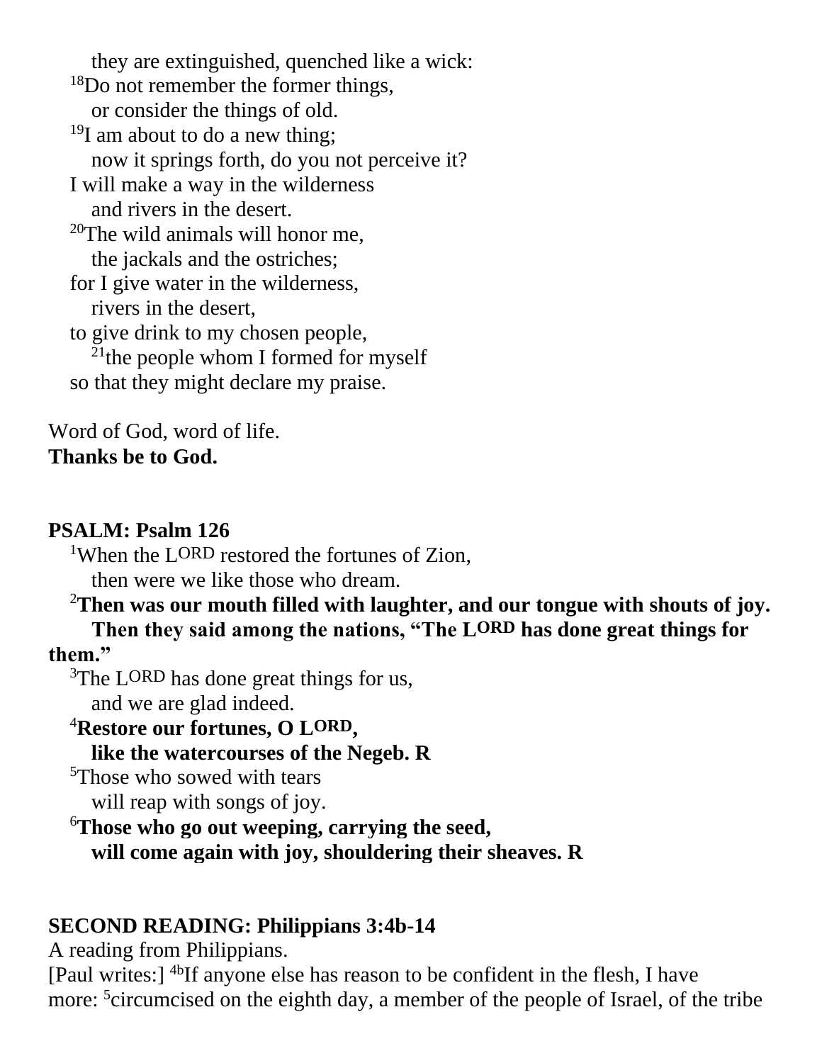they are extinguished, quenched like a wick:
[18]Do not remember the former things,
or consider the things of old.
[19]I am about to do a new thing;
now it springs forth, do you not perceive it?
I will make a way in the wilderness
and rivers in the desert.
[20]The wild animals will honor me,
the jackals and the ostriches;
for I give water in the wilderness,
rivers in the desert,
to give drink to my chosen people,
[21]the people whom I formed for myself
so that they might declare my praise.

Word of God, word of life.
**Thanks be to God.**

**PSALM: Psalm 126**

[1]When the LORD restored the fortunes of Zion,
then were we like those who dream.
**[2]Then was our mouth filled with laughter, and our tongue with shouts of joy.**
**Then they said among the nations, "The LORD has done great things for them."**
[3]The LORD has done great things for us,
and we are glad indeed.
**[4]Restore our fortunes, O LORD,**
**like the watercourses of the Negeb. R**
[5]Those who sowed with tears
will reap with songs of joy.
**[6]Those who go out weeping, carrying the seed,**
**will come again with joy, shouldering their sheaves. R**

**SECOND READING: Philippians 3:4b-14**

A reading from Philippians.

[Paul writes:] [4b]If anyone else has reason to be confident in the flesh, I have more: [5]circumcised on the eighth day, a member of the people of Israel, of the tribe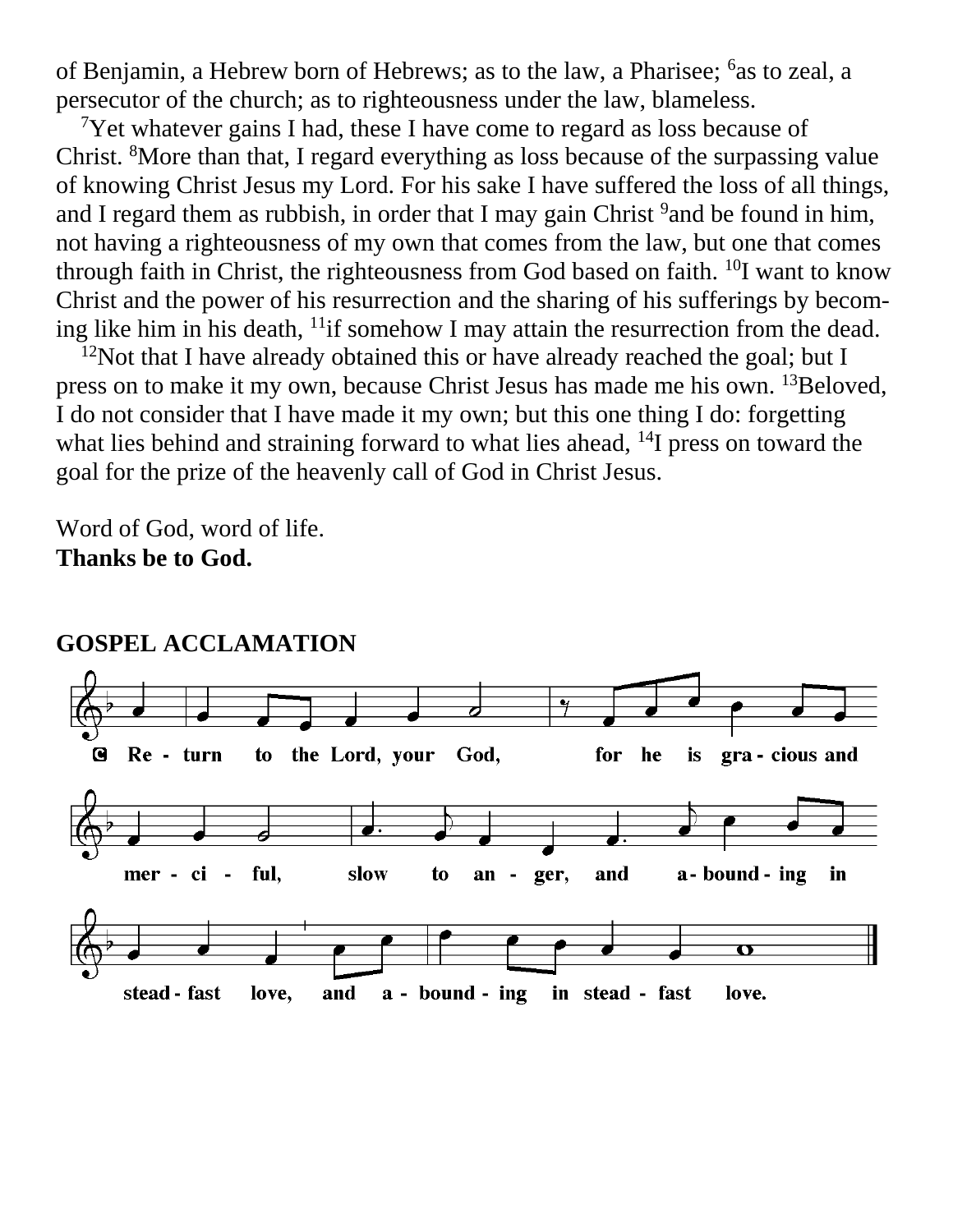of Benjamin, a Hebrew born of Hebrews; as to the law, a Pharisee; [6]as to zeal, a persecutor of the church; as to righteousness under the law, blameless.

[7]Yet whatever gains I had, these I have come to regard as loss because of Christ. [8]More than that, I regard everything as loss because of the surpassing value of knowing Christ Jesus my Lord. For his sake I have suffered the loss of all things, and I regard them as rubbish, in order that I may gain Christ [9]and be found in him, not having a righteousness of my own that comes from the law, but one that comes through faith in Christ, the righteousness from God based on faith. [10]I want to know Christ and the power of his resurrection and the sharing of his sufferings by becoming like him in his death, [11]if somehow I may attain the resurrection from the dead.

[12]Not that I have already obtained this or have already reached the goal; but I press on to make it my own, because Christ Jesus has made me his own. [13]Beloved, I do not consider that I have made it my own; but this one thing I do: forgetting what lies behind and straining forward to what lies ahead, [14]I press on toward the goal for the prize of the heavenly call of God in Christ Jesus.

Word of God, word of life.
**Thanks be to God.**

**GOSPEL ACCLAMATION**

C Return to the Lord, your God, for he is gracious and merciful, slow to anger, and abounding in steadfast love, and abounding in steadfast love.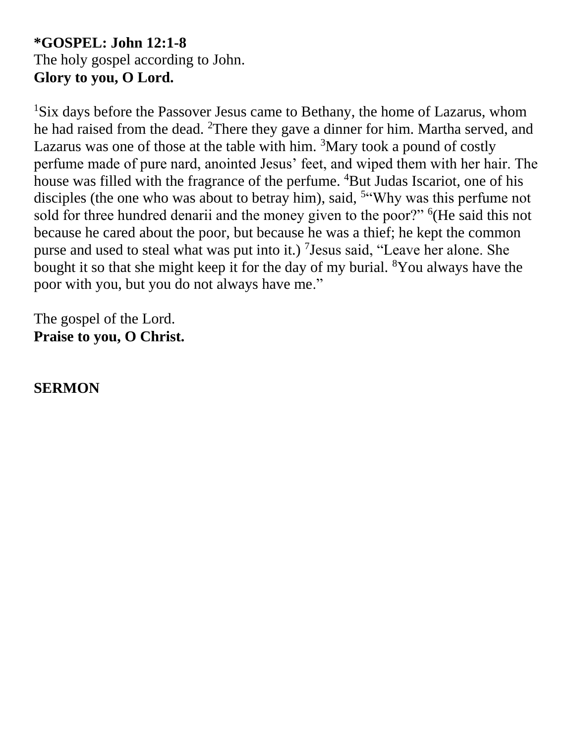**\*GOSPEL: John 12:1-8**
The holy gospel according to John.
**Glory to you, O Lord.**

[1]Six days before the Passover Jesus came to Bethany, the home of Lazarus, whom he had raised from the dead. [2]There they gave a dinner for him. Martha served, and Lazarus was one of those at the table with him. [3]Mary took a pound of costly perfume made of pure nard, anointed Jesus' feet, and wiped them with her hair. The house was filled with the fragrance of the perfume. [4]But Judas Iscariot, one of his disciples (the one who was about to betray him), said, [5]"Why was this perfume not sold for three hundred denarii and the money given to the poor?" [6](He said this not because he cared about the poor, but because he was a thief; he kept the common purse and used to steal what was put into it.) [7]Jesus said, "Leave her alone. She bought it so that she might keep it for the day of my burial. [8]You always have the poor with you, but you do not always have me."

The gospel of the Lord.
**Praise to you, O Christ.**

**SERMON**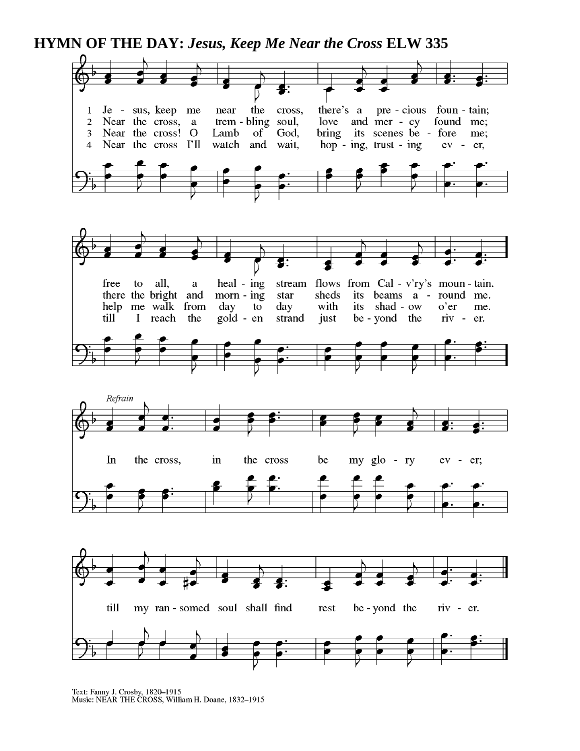**HYMN OF THE DAY:** ***Jesus, Keep Me Near the Cross*** **ELW 335**

1 Jesus, keep me near the cross, there's a precious fountain;
free to all, a healing stream flows from Cal-v'ry's mountain.

2 Near the cross, a trembling soul, love and mercy found me;
there the bright and morning star sheds its beams around me.

3 Near the cross! O Lamb of God, bring its scenes before me;
help me walk from day to day with its shadow o'er me.

4 Near the cross I'll watch and wait, hoping, trusting ever,
till I reach the golden strand just beyond the river.

*Refrain*

In the cross, in the cross be my glory ever;
till my ransomed soul shall find rest beyond the river.

Text: Fanny J. Crosby, 1820–1915
Music: NEAR THE CROSS, William H. Doane, 1832–1915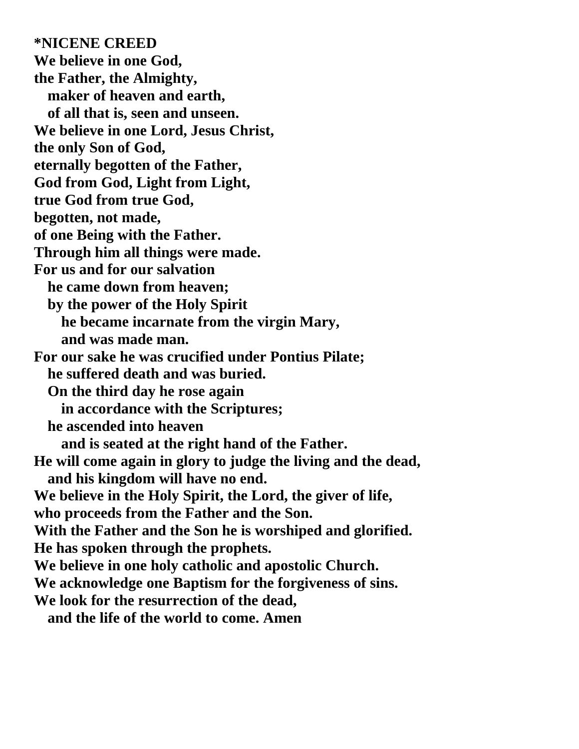**\*NICENE CREED**

**We believe in one God,**
**the Father, the Almighty,**
&nbsp;&nbsp;&nbsp;**maker of heaven and earth,**
&nbsp;&nbsp;&nbsp;**of all that is, seen and unseen.**
**We believe in one Lord, Jesus Christ,**
**the only Son of God,**
**eternally begotten of the Father,**
**God from God, Light from Light,**
**true God from true God,**
**begotten, not made,**
**of one Being with the Father.**
**Through him all things were made.**
**For us and for our salvation**
&nbsp;&nbsp;&nbsp;**he came down from heaven;**
&nbsp;&nbsp;&nbsp;**by the power of the Holy Spirit**
&nbsp;&nbsp;&nbsp;&nbsp;&nbsp;&nbsp;**he became incarnate from the virgin Mary,**
&nbsp;&nbsp;&nbsp;&nbsp;&nbsp;&nbsp;**and was made man.**
**For our sake he was crucified under Pontius Pilate;**
&nbsp;&nbsp;&nbsp;**he suffered death and was buried.**
&nbsp;&nbsp;&nbsp;**On the third day he rose again**
&nbsp;&nbsp;&nbsp;&nbsp;&nbsp;&nbsp;**in accordance with the Scriptures;**
&nbsp;&nbsp;&nbsp;**he ascended into heaven**
&nbsp;&nbsp;&nbsp;&nbsp;&nbsp;&nbsp;**and is seated at the right hand of the Father.**
**He will come again in glory to judge the living and the dead,**
&nbsp;&nbsp;&nbsp;**and his kingdom will have no end.**
**We believe in the Holy Spirit, the Lord, the giver of life,**
**who proceeds from the Father and the Son.**
**With the Father and the Son he is worshiped and glorified.**
**He has spoken through the prophets.**
**We believe in one holy catholic and apostolic Church.**
**We acknowledge one Baptism for the forgiveness of sins.**
**We look for the resurrection of the dead,**
&nbsp;&nbsp;&nbsp;**and the life of the world to come. Amen**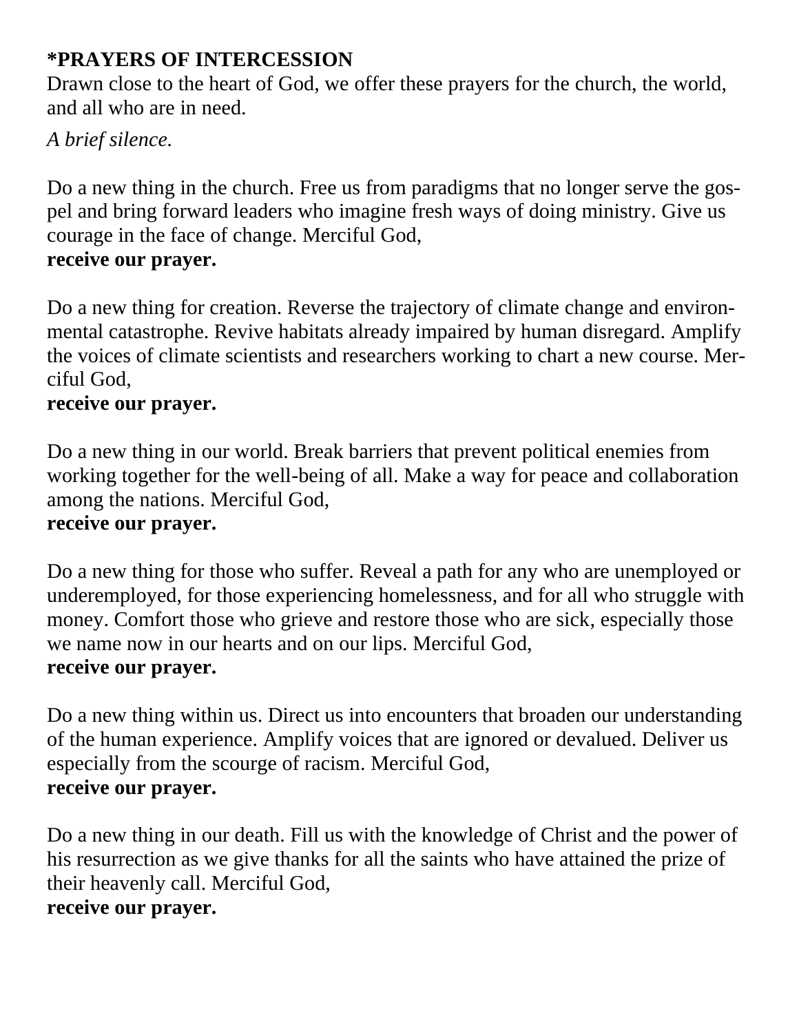**\*PRAYERS OF INTERCESSION**

Drawn close to the heart of God, we offer these prayers for the church, the world, and all who are in need.

*A brief silence.*

Do a new thing in the church. Free us from paradigms that no longer serve the gospel and bring forward leaders who imagine fresh ways of doing ministry. Give us courage in the face of change. Merciful God,
**receive our prayer.**

Do a new thing for creation. Reverse the trajectory of climate change and environmental catastrophe. Revive habitats already impaired by human disregard. Amplify the voices of climate scientists and researchers working to chart a new course. Merciful God,
**receive our prayer.**

Do a new thing in our world. Break barriers that prevent political enemies from working together for the well-being of all. Make a way for peace and collaboration among the nations. Merciful God,
**receive our prayer.**

Do a new thing for those who suffer. Reveal a path for any who are unemployed or underemployed, for those experiencing homelessness, and for all who struggle with money. Comfort those who grieve and restore those who are sick, especially those we name now in our hearts and on our lips. Merciful God,
**receive our prayer.**

Do a new thing within us. Direct us into encounters that broaden our understanding of the human experience. Amplify voices that are ignored or devalued. Deliver us especially from the scourge of racism. Merciful God,
**receive our prayer.**

Do a new thing in our death. Fill us with the knowledge of Christ and the power of his resurrection as we give thanks for all the saints who have attained the prize of their heavenly call. Merciful God,
**receive our prayer.**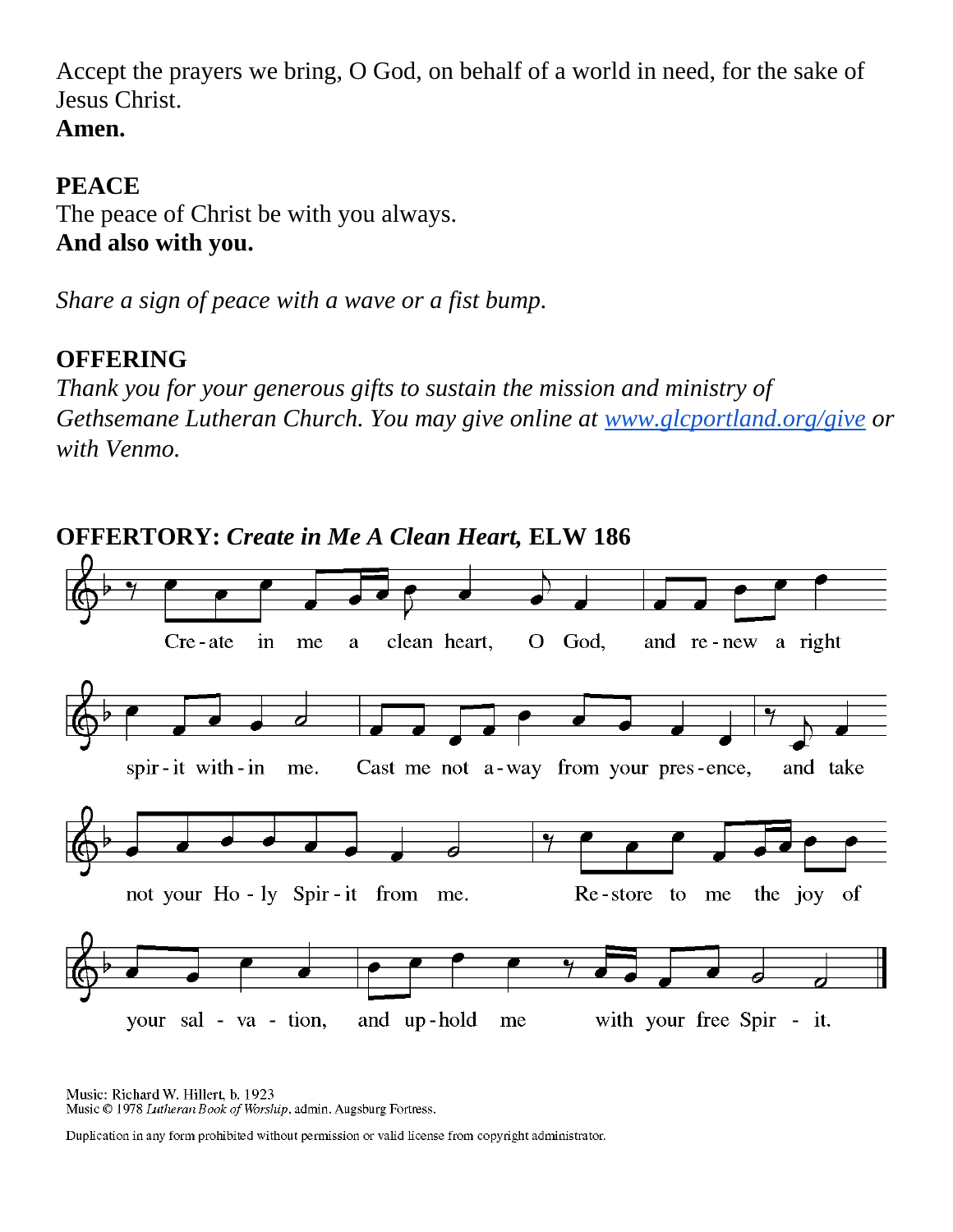Accept the prayers we bring, O God, on behalf of a world in need, for the sake of Jesus Christ.
**Amen.**

**PEACE**
The peace of Christ be with you always.
**And also with you.**

*Share a sign of peace with a wave or a fist bump.*

**OFFERING**
*Thank you for your generous gifts to sustain the mission and ministry of Gethsemane Lutheran Church. You may give online at [www.glcportland.org/give](http://www.glcportland.org/give) or with Venmo.*

**OFFERTORY: *Create in Me A Clean Heart,* ELW 186**

Create in me a clean heart, O God, and renew a right spirit within me. Cast me not away from your presence, and take not your Holy Spirit from me. Restore to me the joy of your salvation, and uphold me with your free Spirit.

Music: Richard W. Hillert, b. 1923
Music © 1978 *Lutheran Book of Worship*, admin. Augsburg Fortress.

Duplication in any form prohibited without permission or valid license from copyright administrator.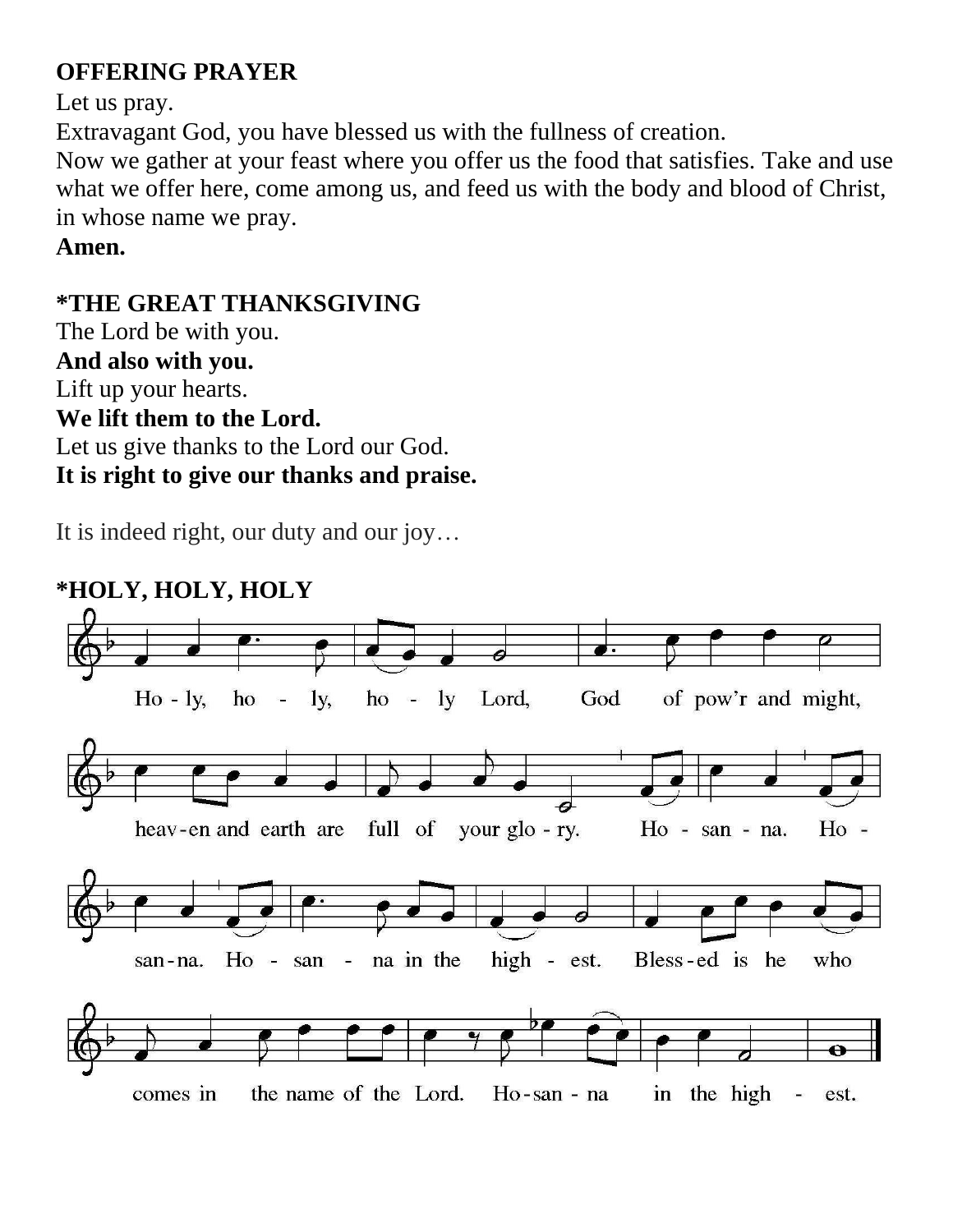**OFFERING PRAYER**

Let us pray.

Extravagant God, you have blessed us with the fullness of creation.

Now we gather at your feast where you offer us the food that satisfies. Take and use what we offer here, come among us, and feed us with the body and blood of Christ, in whose name we pray.

**Amen.**

**\*THE GREAT THANKSGIVING**

The Lord be with you.

**And also with you.**

Lift up your hearts.

**We lift them to the Lord.**

Let us give thanks to the Lord our God.

**It is right to give our thanks and praise.**

It is indeed right, our duty and our joy…

**\*HOLY, HOLY, HOLY**

Ho - ly, ho - ly, ho - ly Lord, God of pow'r and might,
heav - en and earth are full of your glo - ry. Ho - san - na. Ho -
san - na. Ho - san - na in the high - est. Bless - ed is he who
comes in the name of the Lord. Ho - san - na in the high - est.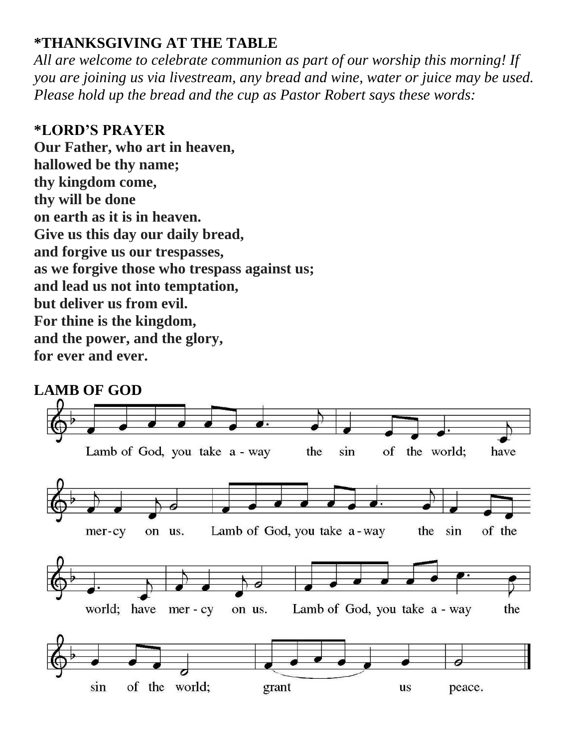**\*THANKSGIVING AT THE TABLE**

*All are welcome to celebrate communion as part of our worship this morning! If you are joining us via livestream, any bread and wine, water or juice may be used. Please hold up the bread and the cup as Pastor Robert says these words:*

**\*LORD'S PRAYER**

**Our Father, who art in heaven,**
**hallowed be thy name;**
**thy kingdom come,**
**thy will be done**
**on earth as it is in heaven.**
**Give us this day our daily bread,**
**and forgive us our trespasses,**
**as we forgive those who trespass against us;**
**and lead us not into temptation,**
**but deliver us from evil.**
**For thine is the kingdom,**
**and the power, and the glory,**
**for ever and ever.**

**LAMB OF GOD**

Lamb of God, you take a - way the sin of the world; have mer-cy on us. Lamb of God, you take a-way the sin of the world; have mer - cy on us. Lamb of God, you take a - way the sin of the world; grant us peace.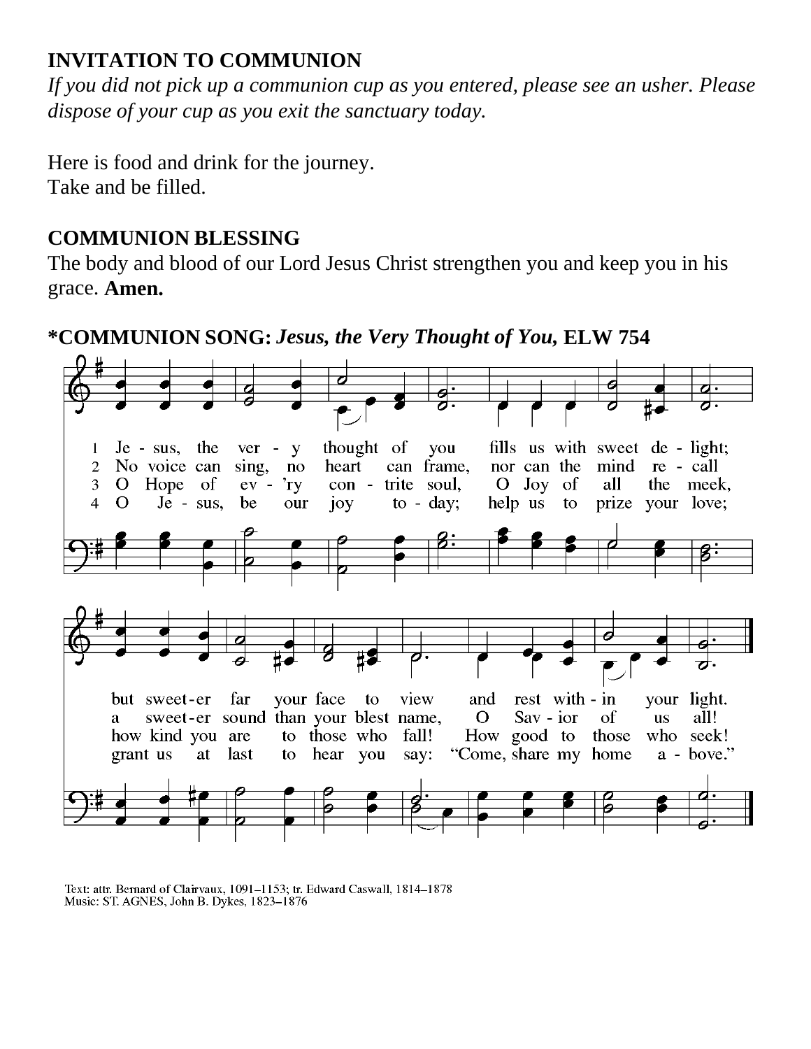**INVITATION TO COMMUNION**

*If you did not pick up a communion cup as you entered, please see an usher. Please dispose of your cup as you exit the sanctuary today.*

Here is food and drink for the journey.
Take and be filled.

**COMMUNION BLESSING**

The body and blood of our Lord Jesus Christ strengthen you and keep you in his grace. **Amen.**

**\*COMMUNION SONG:** ***Jesus, the Very Thought of You,*** **ELW 754**

1 Jesus, the very thought of you fills us with sweet delight; but sweeter far your face to view and rest within your light.

2 No voice can sing, no heart can frame, nor can the mind recall a sweeter sound than your blest name, O Savior of us all!

3 O Hope of ev'ry contrite soul, O Joy of all the meek, how kind you are to those who fall! How good to those who seek!

4 O Jesus, be our joy today; help us to prize your love; grant us at last to hear you say: "Come, share my home above."

Text: attr. Bernard of Clairvaux, 1091–1153; tr. Edward Caswall, 1814–1878
Music: ST. AGNES, John B. Dykes, 1823–1876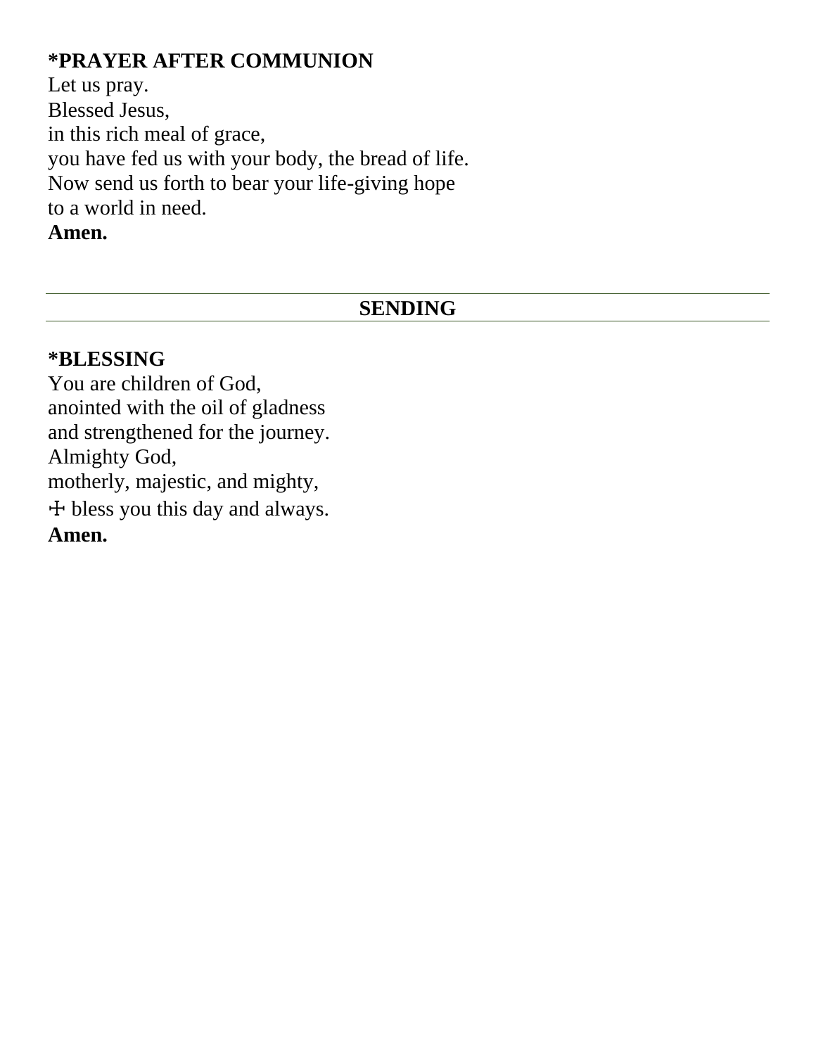**\*PRAYER AFTER COMMUNION**
Let us pray.
Blessed Jesus,
in this rich meal of grace,
you have fed us with your body, the bread of life.
Now send us forth to bear your life-giving hope
to a world in need.
**Amen.**

---

## SENDING

---

**\*BLESSING**
You are children of God,
anointed with the oil of gladness
and strengthened for the journey.
Almighty God,
motherly, majestic, and mighty,
☩ bless you this day and always.
**Amen.**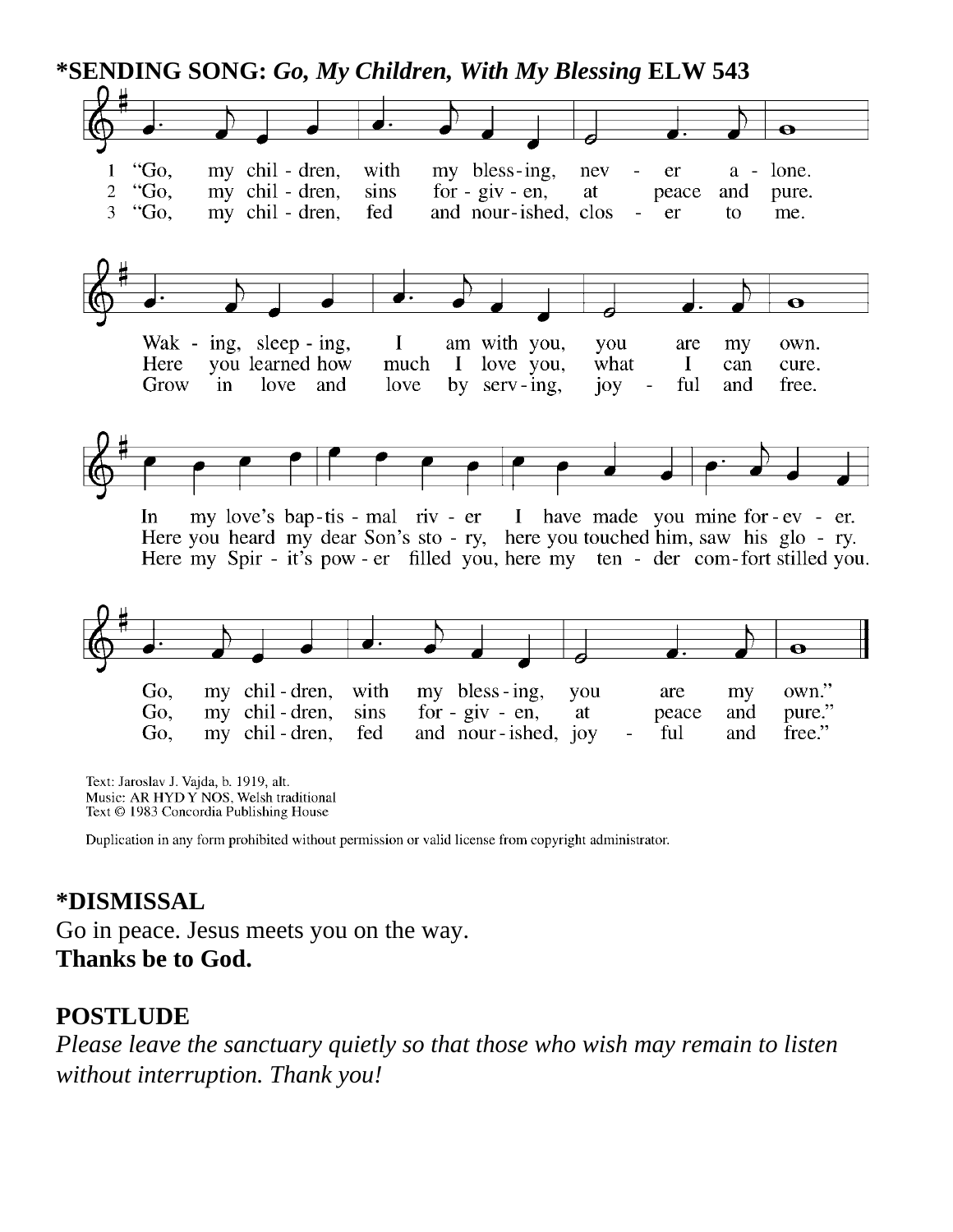**\*SENDING SONG:** ***Go, My Children, With My Blessing*** **ELW 543**

1 "Go, my children, with my blessing, never alone.
Waking, sleeping, I am with you, you are my own.
In my love's baptismal river I have made you mine forever.
Go, my children, with my blessing, you are my own."

2 "Go, my children, sins forgiven, at peace and pure.
Here you learned how much I love you, what I can cure.
Here you heard my dear Son's story, here you touched him, saw his glory.
Go, my children, sins forgiven, at peace and pure."

3 "Go, my children, fed and nourished, closer to me.
Grow in love and love by serving, joyful and free.
Here my Spirit's power filled you, here my tender comfort stilled you.
Go, my children, fed and nourished, joyful and free."

Text: Jaroslav J. Vajda, b. 1919, alt.
Music: AR HYD Y NOS, Welsh traditional
Text © 1983 Concordia Publishing House

Duplication in any form prohibited without permission or valid license from copyright administrator.

**\*DISMISSAL**

Go in peace. Jesus meets you on the way.
**Thanks be to God.**

**POSTLUDE**

*Please leave the sanctuary quietly so that those who wish may remain to listen without interruption. Thank you!*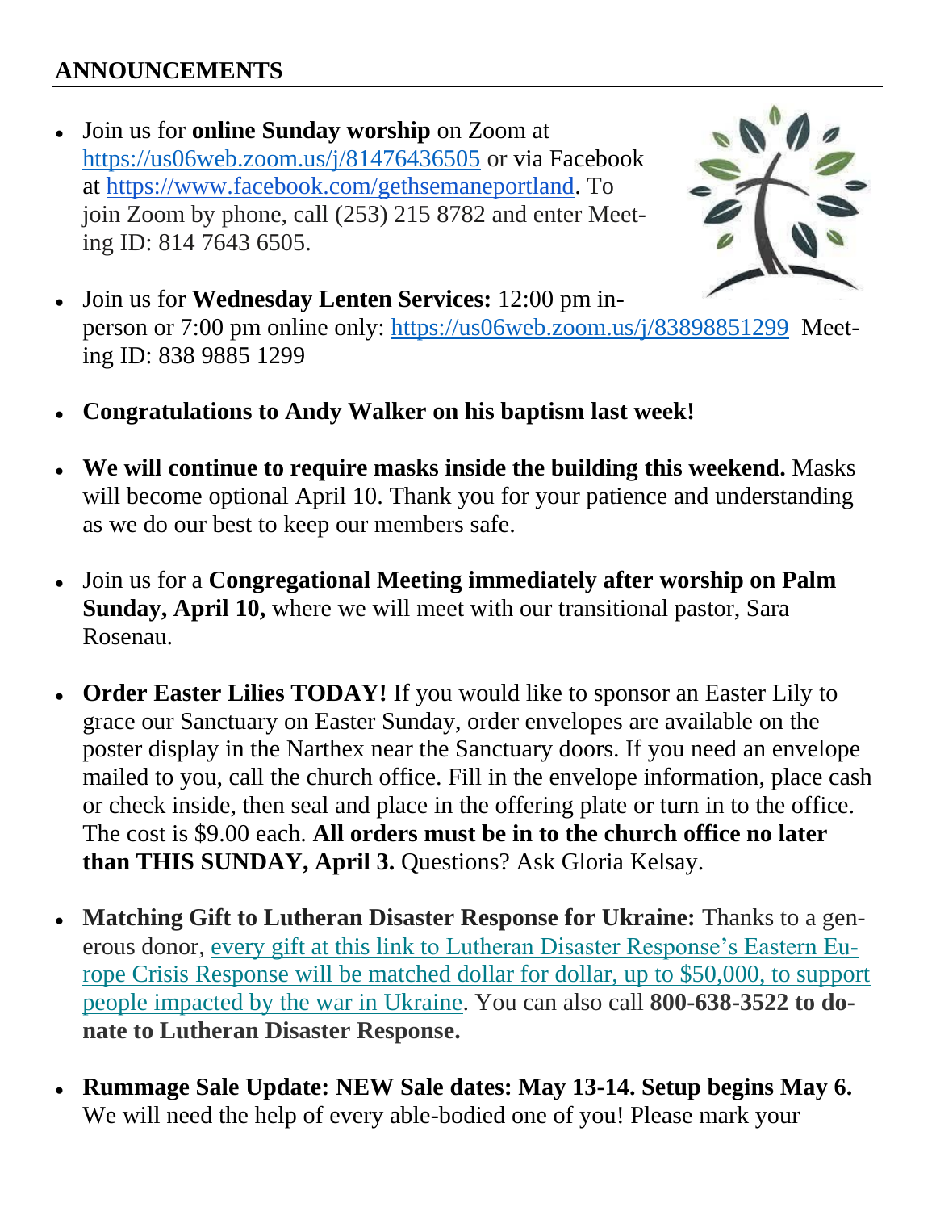**ANNOUNCEMENTS**

- Join us for **online Sunday worship** on Zoom at https://us06web.zoom.us/j/81476436505 or via Facebook at https://www.facebook.com/gethsemaneportland. To join Zoom by phone, call (253) 215 8782 and enter Meeting ID: 814 7643 6505.

- Join us for **Wednesday Lenten Services:** 12:00 pm in-person or 7:00 pm online only: https://us06web.zoom.us/j/83898851299 Meeting ID: 838 9885 1299

- **Congratulations to Andy Walker on his baptism last week!**

- **We will continue to require masks inside the building this weekend.** Masks will become optional April 10. Thank you for your patience and understanding as we do our best to keep our members safe.

- Join us for a **Congregational Meeting immediately after worship on Palm Sunday, April 10,** where we will meet with our transitional pastor, Sara Rosenau.

- **Order Easter Lilies TODAY!** If you would like to sponsor an Easter Lily to grace our Sanctuary on Easter Sunday, order envelopes are available on the poster display in the Narthex near the Sanctuary doors. If you need an envelope mailed to you, call the church office. Fill in the envelope information, place cash or check inside, then seal and place in the offering plate or turn in to the office. The cost is $9.00 each. **All orders must be in to the church office no later than THIS SUNDAY, April 3.** Questions? Ask Gloria Kelsay.

- **Matching Gift to Lutheran Disaster Response for Ukraine:** Thanks to a generous donor, every gift at this link to Lutheran Disaster Response's Eastern Europe Crisis Response will be matched dollar for dollar, up to $50,000, to support people impacted by the war in Ukraine. You can also call **800-638-3522 to donate to Lutheran Disaster Response.**

- **Rummage Sale Update: NEW Sale dates: May 13-14. Setup begins May 6.** We will need the help of every able-bodied one of you! Please mark your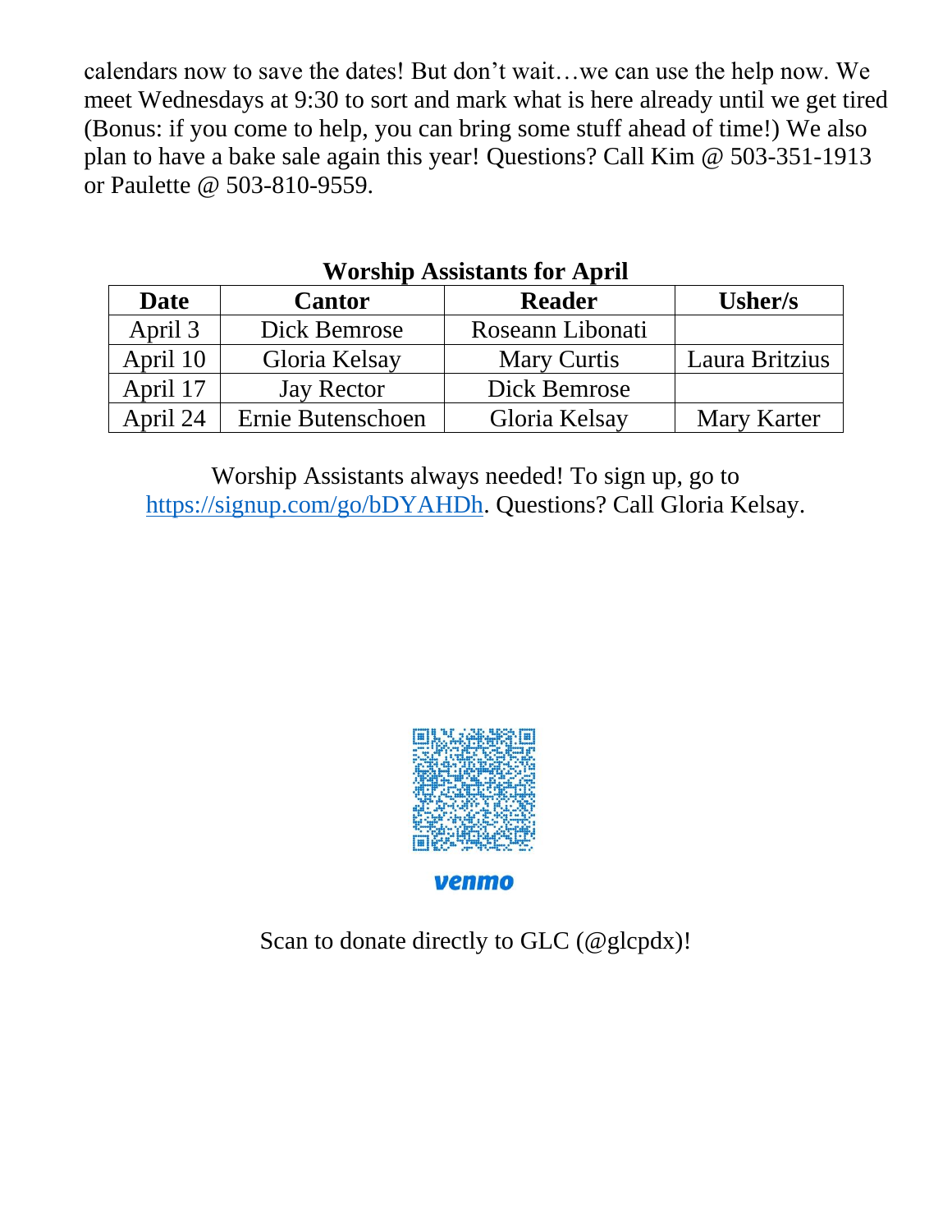calendars now to save the dates! But don't wait…we can use the help now. We meet Wednesdays at 9:30 to sort and mark what is here already until we get tired (Bonus: if you come to help, you can bring some stuff ahead of time!) We also plan to have a bake sale again this year! Questions? Call Kim @ 503-351-1913 or Paulette @ 503-810-9559.

**Worship Assistants for April**

| Date | Cantor | Reader | Usher/s |
|---|---|---|---|
| April 3 | Dick Bemrose | Roseann Libonati | |
| April 10 | Gloria Kelsay | Mary Curtis | Laura Britzius |
| April 17 | Jay Rector | Dick Bemrose | |
| April 24 | Ernie Butenschoen | Gloria Kelsay | Mary Karter |

Worship Assistants always needed! To sign up, go to https://signup.com/go/bDYAHDh. Questions? Call Gloria Kelsay.

venmo

Scan to donate directly to GLC (@glcpdx)!